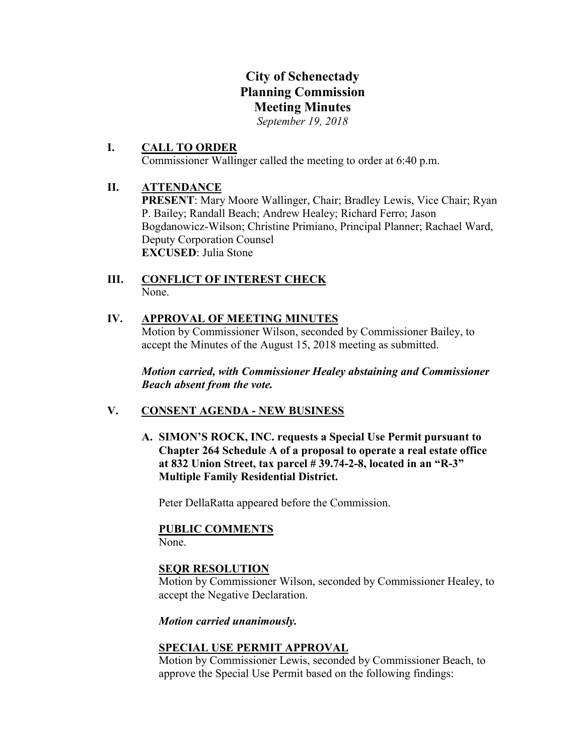# City of Schenectady
# Planning Commission
# Meeting Minutes

*September 19, 2018*

## I. CALL TO ORDER

Commissioner Wallinger called the meeting to order at 6:40 p.m.

## II. ATTENDANCE

**PRESENT**: Mary Moore Wallinger, Chair; Bradley Lewis, Vice Chair; Ryan P. Bailey; Randall Beach; Andrew Healey; Richard Ferro; Jason Bogdanowicz-Wilson; Christine Primiano, Principal Planner; Rachael Ward, Deputy Corporation Counsel

**EXCUSED**: Julia Stone

## III. CONFLICT OF INTEREST CHECK

None.

## IV. APPROVAL OF MEETING MINUTES

Motion by Commissioner Wilson, seconded by Commissioner Bailey, to accept the Minutes of the August 15, 2018 meeting as submitted.

***Motion carried, with Commissioner Healey abstaining and Commissioner Beach absent from the vote.***

## V. CONSENT AGENDA - NEW BUSINESS

### A. SIMON'S ROCK, INC. requests a Special Use Permit pursuant to Chapter 264 Schedule A of a proposal to operate a real estate office at 832 Union Street, tax parcel # 39.74-2-8, located in an "R-3" Multiple Family Residential District.

Peter DellaRatta appeared before the Commission.

**PUBLIC COMMENTS**

None.

**SEQR RESOLUTION**

Motion by Commissioner Wilson, seconded by Commissioner Healey, to accept the Negative Declaration.

***Motion carried unanimously.***

**SPECIAL USE PERMIT APPROVAL**

Motion by Commissioner Lewis, seconded by Commissioner Beach, to approve the Special Use Permit based on the following findings: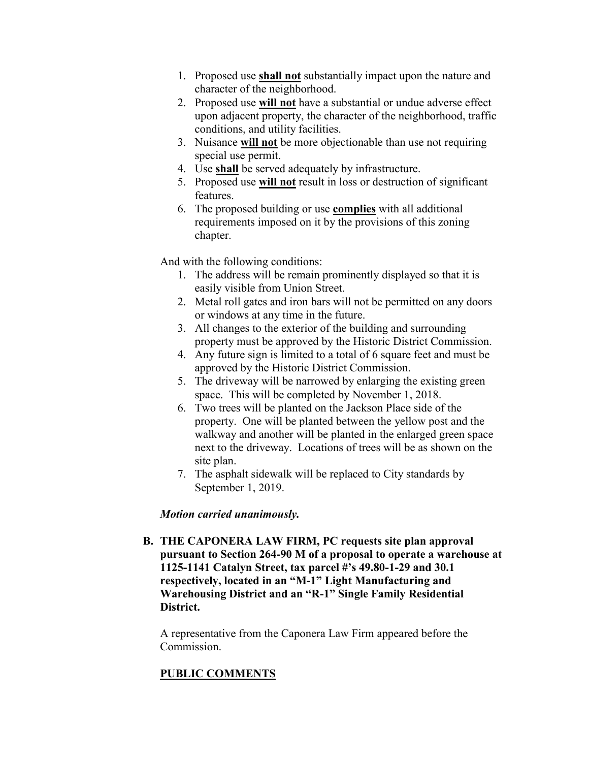1. Proposed use **shall not** substantially impact upon the nature and character of the neighborhood.
2. Proposed use **will not** have a substantial or undue adverse effect upon adjacent property, the character of the neighborhood, traffic conditions, and utility facilities.
3. Nuisance **will not** be more objectionable than use not requiring special use permit.
4. Use **shall** be served adequately by infrastructure.
5. Proposed use **will not** result in loss or destruction of significant features.
6. The proposed building or use **complies** with all additional requirements imposed on it by the provisions of this zoning chapter.

And with the following conditions:

1. The address will be remain prominently displayed so that it is easily visible from Union Street.
2. Metal roll gates and iron bars will not be permitted on any doors or windows at any time in the future.
3. All changes to the exterior of the building and surrounding property must be approved by the Historic District Commission.
4. Any future sign is limited to a total of 6 square feet and must be approved by the Historic District Commission.
5. The driveway will be narrowed by enlarging the existing green space. This will be completed by November 1, 2018.
6. Two trees will be planted on the Jackson Place side of the property. One will be planted between the yellow post and the walkway and another will be planted in the enlarged green space next to the driveway. Locations of trees will be as shown on the site plan.
7. The asphalt sidewalk will be replaced to City standards by September 1, 2019.

***Motion carried unanimously.***

**B. THE CAPONERA LAW FIRM, PC requests site plan approval pursuant to Section 264-90 M of a proposal to operate a warehouse at 1125-1141 Catalyn Street, tax parcel #'s 49.80-1-29 and 30.1 respectively, located in an "M-1" Light Manufacturing and Warehousing District and an "R-1" Single Family Residential District.**

A representative from the Caponera Law Firm appeared before the Commission.

**PUBLIC COMMENTS**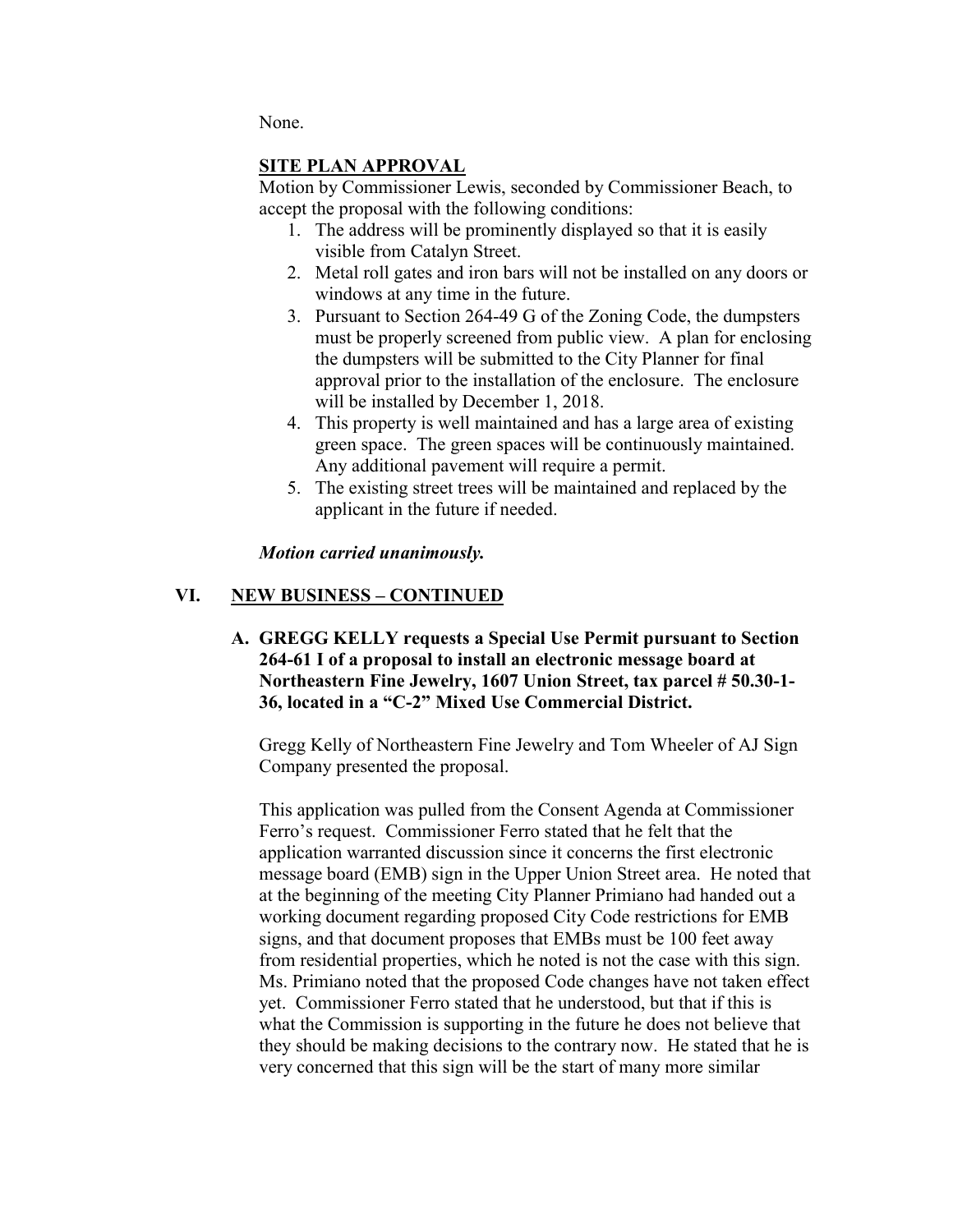None.

**SITE PLAN APPROVAL**

Motion by Commissioner Lewis, seconded by Commissioner Beach, to accept the proposal with the following conditions:

1. The address will be prominently displayed so that it is easily visible from Catalyn Street.
2. Metal roll gates and iron bars will not be installed on any doors or windows at any time in the future.
3. Pursuant to Section 264-49 G of the Zoning Code, the dumpsters must be properly screened from public view. A plan for enclosing the dumpsters will be submitted to the City Planner for final approval prior to the installation of the enclosure. The enclosure will be installed by December 1, 2018.
4. This property is well maintained and has a large area of existing green space. The green spaces will be continuously maintained. Any additional pavement will require a permit.
5. The existing street trees will be maintained and replaced by the applicant in the future if needed.

***Motion carried unanimously.***

## VI. NEW BUSINESS – CONTINUED

**A. GREGG KELLY requests a Special Use Permit pursuant to Section 264-61 I of a proposal to install an electronic message board at Northeastern Fine Jewelry, 1607 Union Street, tax parcel # 50.30-1-36, located in a "C-2" Mixed Use Commercial District.**

Gregg Kelly of Northeastern Fine Jewelry and Tom Wheeler of AJ Sign Company presented the proposal.

This application was pulled from the Consent Agenda at Commissioner Ferro's request. Commissioner Ferro stated that he felt that the application warranted discussion since it concerns the first electronic message board (EMB) sign in the Upper Union Street area. He noted that at the beginning of the meeting City Planner Primiano had handed out a working document regarding proposed City Code restrictions for EMB signs, and that document proposes that EMBs must be 100 feet away from residential properties, which he noted is not the case with this sign. Ms. Primiano noted that the proposed Code changes have not taken effect yet. Commissioner Ferro stated that he understood, but that if this is what the Commission is supporting in the future he does not believe that they should be making decisions to the contrary now. He stated that he is very concerned that this sign will be the start of many more similar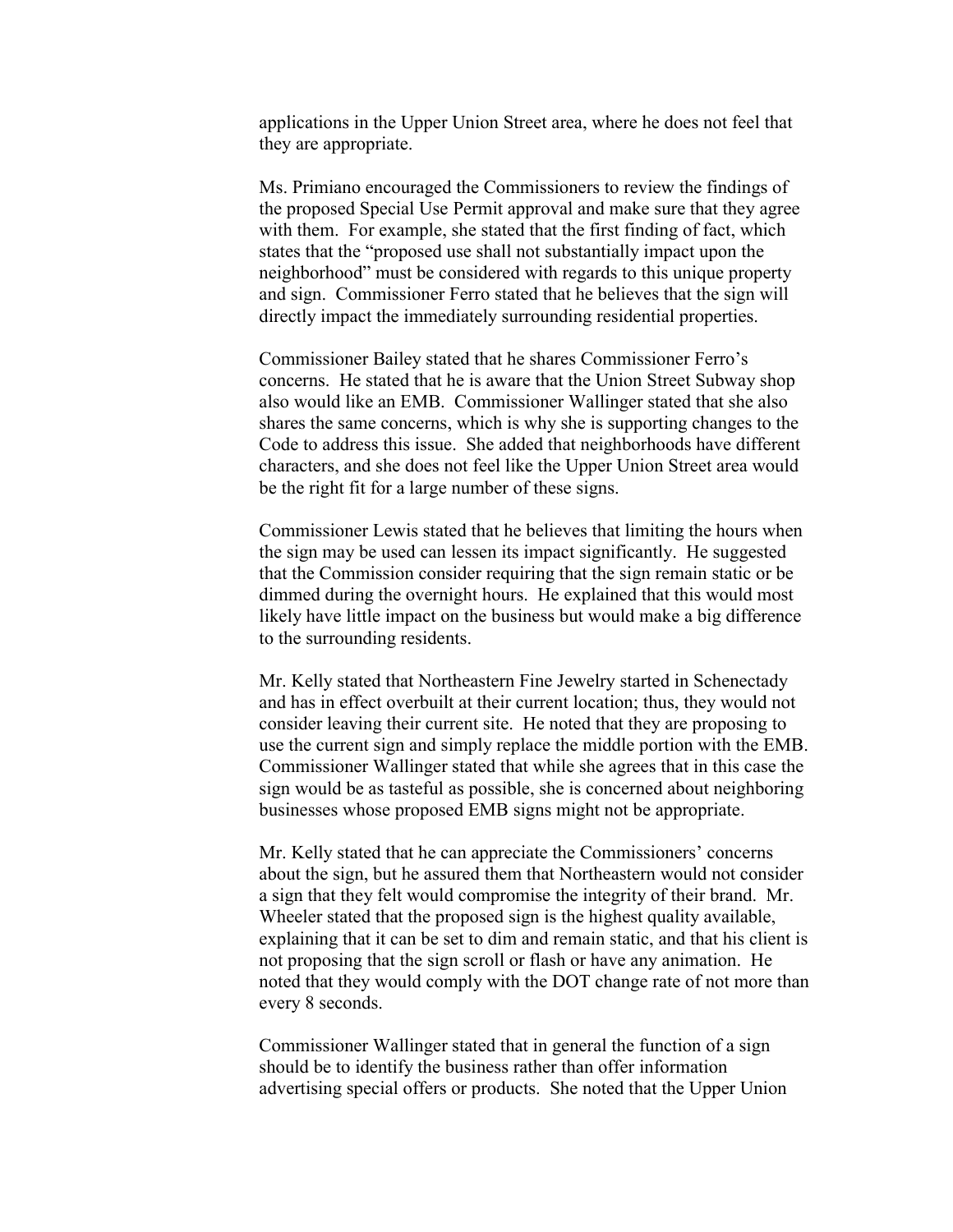applications in the Upper Union Street area, where he does not feel that they are appropriate.

Ms. Primiano encouraged the Commissioners to review the findings of the proposed Special Use Permit approval and make sure that they agree with them. For example, she stated that the first finding of fact, which states that the "proposed use shall not substantially impact upon the neighborhood" must be considered with regards to this unique property and sign. Commissioner Ferro stated that he believes that the sign will directly impact the immediately surrounding residential properties.

Commissioner Bailey stated that he shares Commissioner Ferro's concerns. He stated that he is aware that the Union Street Subway shop also would like an EMB. Commissioner Wallinger stated that she also shares the same concerns, which is why she is supporting changes to the Code to address this issue. She added that neighborhoods have different characters, and she does not feel like the Upper Union Street area would be the right fit for a large number of these signs.

Commissioner Lewis stated that he believes that limiting the hours when the sign may be used can lessen its impact significantly. He suggested that the Commission consider requiring that the sign remain static or be dimmed during the overnight hours. He explained that this would most likely have little impact on the business but would make a big difference to the surrounding residents.

Mr. Kelly stated that Northeastern Fine Jewelry started in Schenectady and has in effect overbuilt at their current location; thus, they would not consider leaving their current site. He noted that they are proposing to use the current sign and simply replace the middle portion with the EMB. Commissioner Wallinger stated that while she agrees that in this case the sign would be as tasteful as possible, she is concerned about neighboring businesses whose proposed EMB signs might not be appropriate.

Mr. Kelly stated that he can appreciate the Commissioners' concerns about the sign, but he assured them that Northeastern would not consider a sign that they felt would compromise the integrity of their brand. Mr. Wheeler stated that the proposed sign is the highest quality available, explaining that it can be set to dim and remain static, and that his client is not proposing that the sign scroll or flash or have any animation. He noted that they would comply with the DOT change rate of not more than every 8 seconds.

Commissioner Wallinger stated that in general the function of a sign should be to identify the business rather than offer information advertising special offers or products. She noted that the Upper Union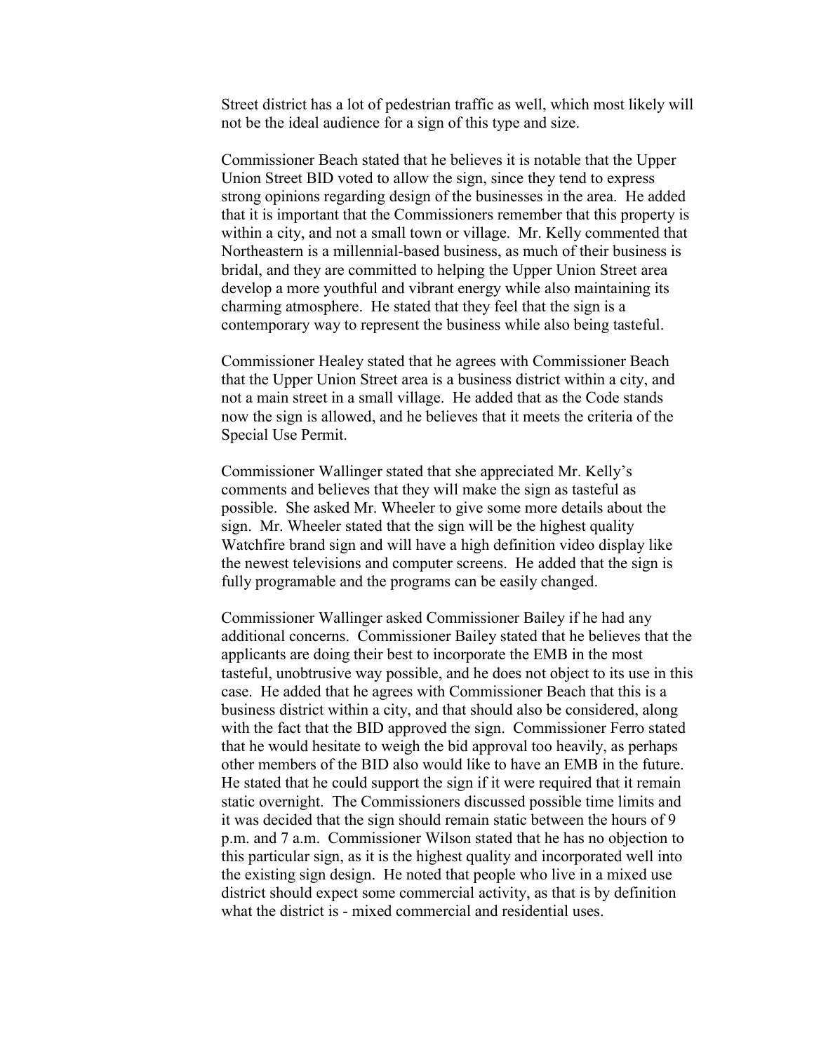Street district has a lot of pedestrian traffic as well, which most likely will not be the ideal audience for a sign of this type and size.

Commissioner Beach stated that he believes it is notable that the Upper Union Street BID voted to allow the sign, since they tend to express strong opinions regarding design of the businesses in the area. He added that it is important that the Commissioners remember that this property is within a city, and not a small town or village. Mr. Kelly commented that Northeastern is a millennial-based business, as much of their business is bridal, and they are committed to helping the Upper Union Street area develop a more youthful and vibrant energy while also maintaining its charming atmosphere. He stated that they feel that the sign is a contemporary way to represent the business while also being tasteful.

Commissioner Healey stated that he agrees with Commissioner Beach that the Upper Union Street area is a business district within a city, and not a main street in a small village. He added that as the Code stands now the sign is allowed, and he believes that it meets the criteria of the Special Use Permit.

Commissioner Wallinger stated that she appreciated Mr. Kelly's comments and believes that they will make the sign as tasteful as possible. She asked Mr. Wheeler to give some more details about the sign. Mr. Wheeler stated that the sign will be the highest quality Watchfire brand sign and will have a high definition video display like the newest televisions and computer screens. He added that the sign is fully programable and the programs can be easily changed.

Commissioner Wallinger asked Commissioner Bailey if he had any additional concerns. Commissioner Bailey stated that he believes that the applicants are doing their best to incorporate the EMB in the most tasteful, unobtrusive way possible, and he does not object to its use in this case. He added that he agrees with Commissioner Beach that this is a business district within a city, and that should also be considered, along with the fact that the BID approved the sign. Commissioner Ferro stated that he would hesitate to weigh the bid approval too heavily, as perhaps other members of the BID also would like to have an EMB in the future. He stated that he could support the sign if it were required that it remain static overnight. The Commissioners discussed possible time limits and it was decided that the sign should remain static between the hours of 9 p.m. and 7 a.m. Commissioner Wilson stated that he has no objection to this particular sign, as it is the highest quality and incorporated well into the existing sign design. He noted that people who live in a mixed use district should expect some commercial activity, as that is by definition what the district is - mixed commercial and residential uses.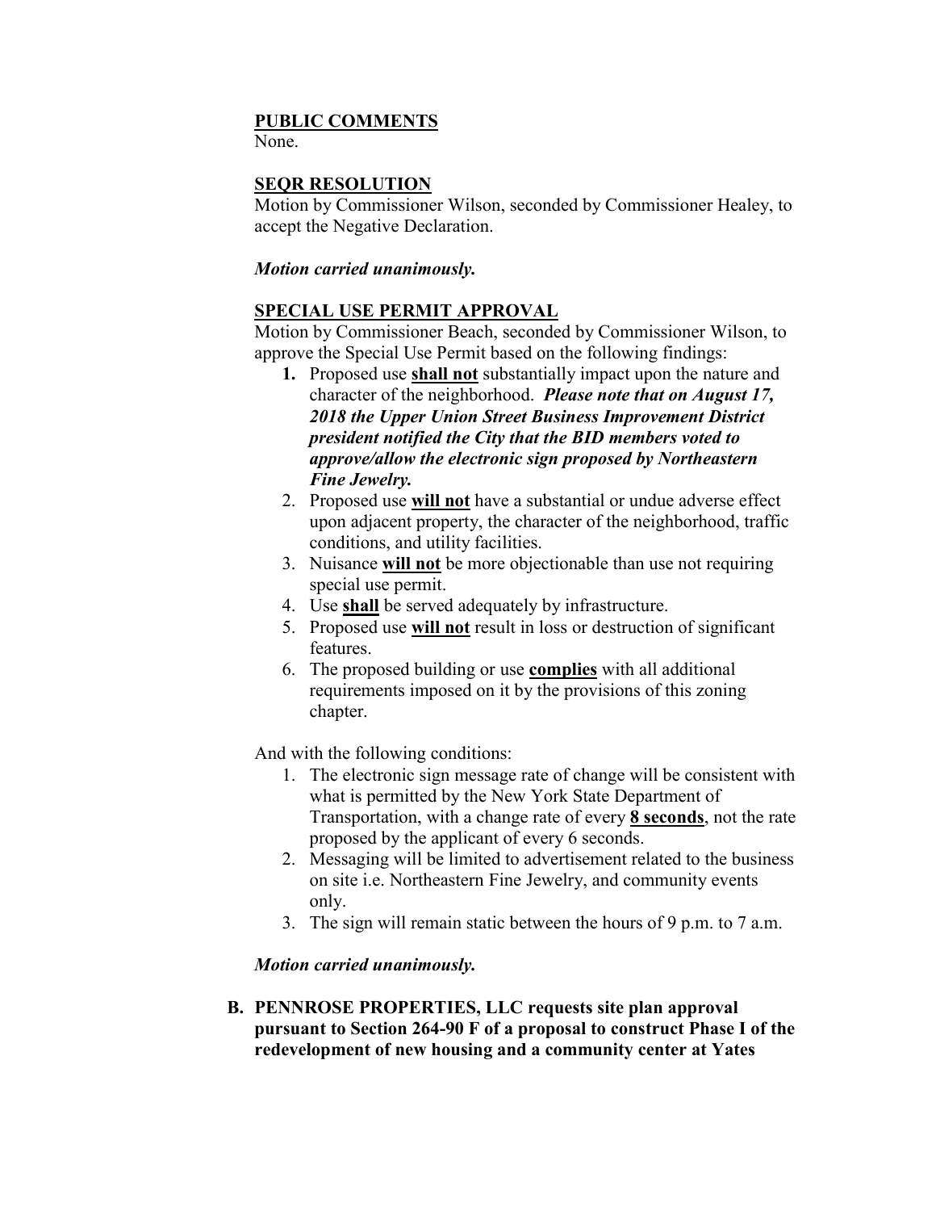**PUBLIC COMMENTS**
None.

**SEQR RESOLUTION**
Motion by Commissioner Wilson, seconded by Commissioner Healey, to accept the Negative Declaration.

***Motion carried unanimously.***

**SPECIAL USE PERMIT APPROVAL**
Motion by Commissioner Beach, seconded by Commissioner Wilson, to approve the Special Use Permit based on the following findings:

1. Proposed use **shall not** substantially impact upon the nature and character of the neighborhood. ***Please note that on August 17, 2018 the Upper Union Street Business Improvement District president notified the City that the BID members voted to approve/allow the electronic sign proposed by Northeastern Fine Jewelry.***
2. Proposed use **will not** have a substantial or undue adverse effect upon adjacent property, the character of the neighborhood, traffic conditions, and utility facilities.
3. Nuisance **will not** be more objectionable than use not requiring special use permit.
4. Use **shall** be served adequately by infrastructure.
5. Proposed use **will not** result in loss or destruction of significant features.
6. The proposed building or use **complies** with all additional requirements imposed on it by the provisions of this zoning chapter.

And with the following conditions:

1. The electronic sign message rate of change will be consistent with what is permitted by the New York State Department of Transportation, with a change rate of every **8 seconds**, not the rate proposed by the applicant of every 6 seconds.
2. Messaging will be limited to advertisement related to the business on site i.e. Northeastern Fine Jewelry, and community events only.
3. The sign will remain static between the hours of 9 p.m. to 7 a.m.

***Motion carried unanimously.***

**B. PENNROSE PROPERTIES, LLC requests site plan approval pursuant to Section 264-90 F of a proposal to construct Phase I of the redevelopment of new housing and a community center at Yates**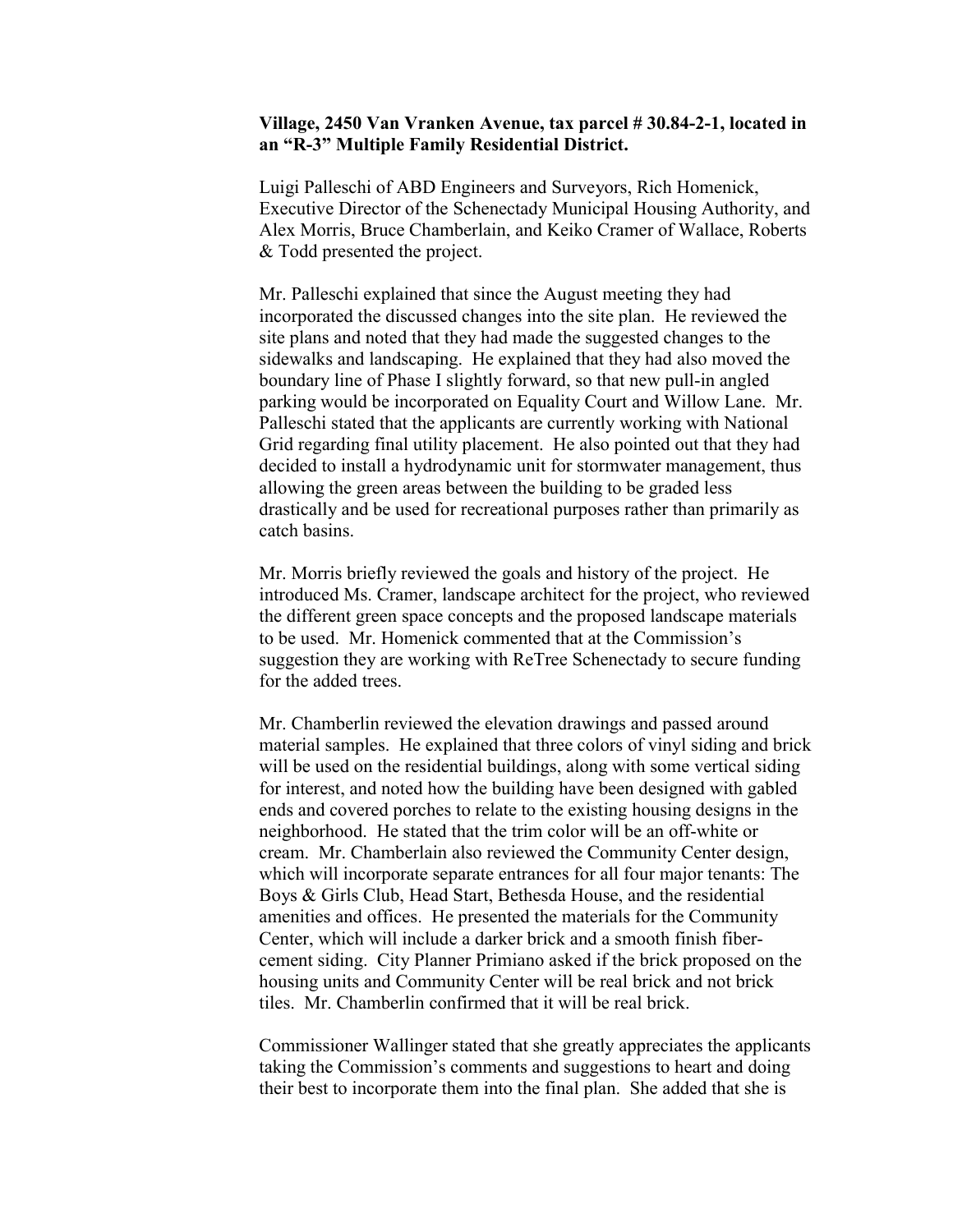**Village, 2450 Van Vranken Avenue, tax parcel # 30.84-2-1, located in an "R-3" Multiple Family Residential District.**

Luigi Palleschi of ABD Engineers and Surveyors, Rich Homenick, Executive Director of the Schenectady Municipal Housing Authority, and Alex Morris, Bruce Chamberlain, and Keiko Cramer of Wallace, Roberts & Todd presented the project.

Mr. Palleschi explained that since the August meeting they had incorporated the discussed changes into the site plan. He reviewed the site plans and noted that they had made the suggested changes to the sidewalks and landscaping. He explained that they had also moved the boundary line of Phase I slightly forward, so that new pull-in angled parking would be incorporated on Equality Court and Willow Lane. Mr. Palleschi stated that the applicants are currently working with National Grid regarding final utility placement. He also pointed out that they had decided to install a hydrodynamic unit for stormwater management, thus allowing the green areas between the building to be graded less drastically and be used for recreational purposes rather than primarily as catch basins.

Mr. Morris briefly reviewed the goals and history of the project. He introduced Ms. Cramer, landscape architect for the project, who reviewed the different green space concepts and the proposed landscape materials to be used. Mr. Homenick commented that at the Commission's suggestion they are working with ReTree Schenectady to secure funding for the added trees.

Mr. Chamberlin reviewed the elevation drawings and passed around material samples. He explained that three colors of vinyl siding and brick will be used on the residential buildings, along with some vertical siding for interest, and noted how the building have been designed with gabled ends and covered porches to relate to the existing housing designs in the neighborhood. He stated that the trim color will be an off-white or cream. Mr. Chamberlain also reviewed the Community Center design, which will incorporate separate entrances for all four major tenants: The Boys & Girls Club, Head Start, Bethesda House, and the residential amenities and offices. He presented the materials for the Community Center, which will include a darker brick and a smooth finish fiber-cement siding. City Planner Primiano asked if the brick proposed on the housing units and Community Center will be real brick and not brick tiles. Mr. Chamberlin confirmed that it will be real brick.

Commissioner Wallinger stated that she greatly appreciates the applicants taking the Commission's comments and suggestions to heart and doing their best to incorporate them into the final plan. She added that she is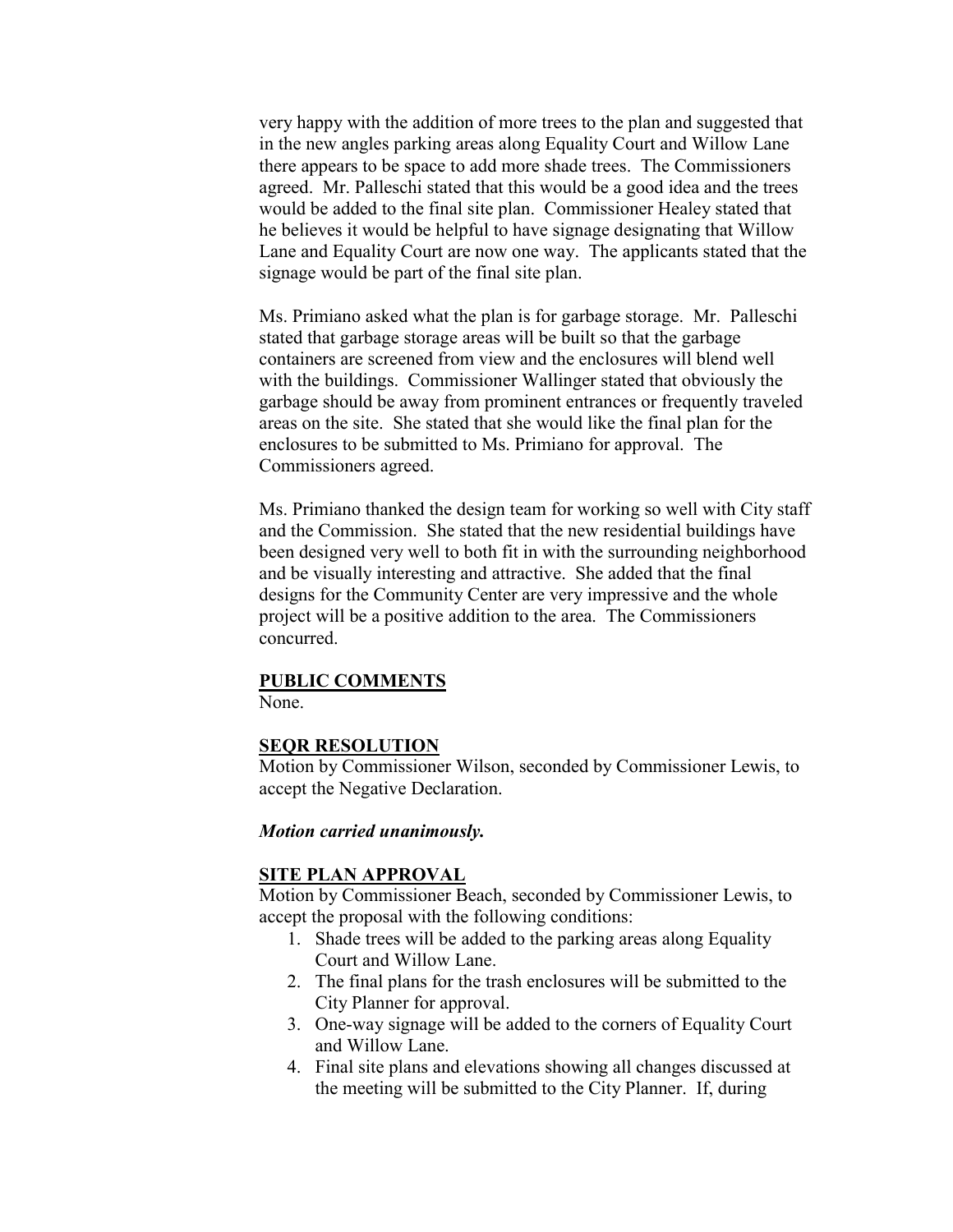very happy with the addition of more trees to the plan and suggested that in the new angles parking areas along Equality Court and Willow Lane there appears to be space to add more shade trees. The Commissioners agreed. Mr. Palleschi stated that this would be a good idea and the trees would be added to the final site plan. Commissioner Healey stated that he believes it would be helpful to have signage designating that Willow Lane and Equality Court are now one way. The applicants stated that the signage would be part of the final site plan.

Ms. Primiano asked what the plan is for garbage storage. Mr. Palleschi stated that garbage storage areas will be built so that the garbage containers are screened from view and the enclosures will blend well with the buildings. Commissioner Wallinger stated that obviously the garbage should be away from prominent entrances or frequently traveled areas on the site. She stated that she would like the final plan for the enclosures to be submitted to Ms. Primiano for approval. The Commissioners agreed.

Ms. Primiano thanked the design team for working so well with City staff and the Commission. She stated that the new residential buildings have been designed very well to both fit in with the surrounding neighborhood and be visually interesting and attractive. She added that the final designs for the Community Center are very impressive and the whole project will be a positive addition to the area. The Commissioners concurred.

**PUBLIC COMMENTS**

None.

**SEQR RESOLUTION**

Motion by Commissioner Wilson, seconded by Commissioner Lewis, to accept the Negative Declaration.

***Motion carried unanimously.***

**SITE PLAN APPROVAL**

Motion by Commissioner Beach, seconded by Commissioner Lewis, to accept the proposal with the following conditions:

1. Shade trees will be added to the parking areas along Equality Court and Willow Lane.
2. The final plans for the trash enclosures will be submitted to the City Planner for approval.
3. One-way signage will be added to the corners of Equality Court and Willow Lane.
4. Final site plans and elevations showing all changes discussed at the meeting will be submitted to the City Planner. If, during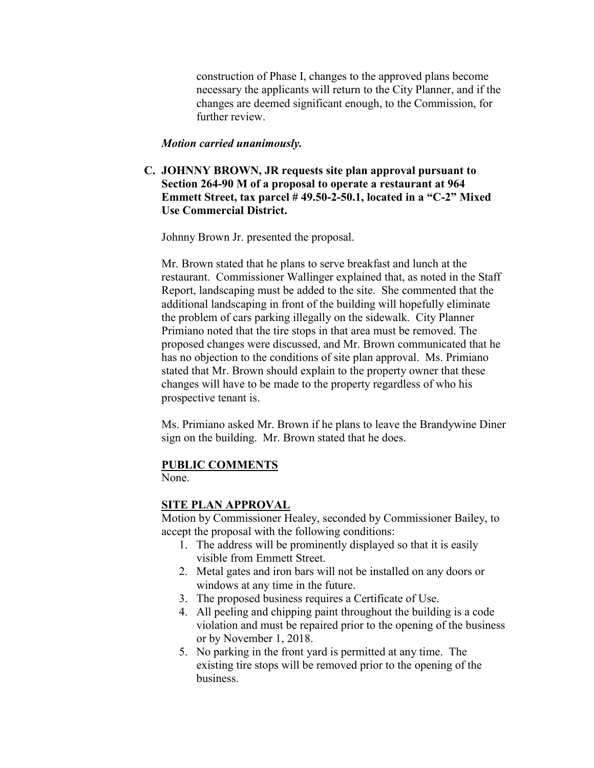construction of Phase I, changes to the approved plans become necessary the applicants will return to the City Planner, and if the changes are deemed significant enough, to the Commission, for further review.

***Motion carried unanimously.***

**C. JOHNNY BROWN, JR requests site plan approval pursuant to Section 264-90 M of a proposal to operate a restaurant at 964 Emmett Street, tax parcel # 49.50-2-50.1, located in a "C-2" Mixed Use Commercial District.**

Johnny Brown Jr. presented the proposal.

Mr. Brown stated that he plans to serve breakfast and lunch at the restaurant. Commissioner Wallinger explained that, as noted in the Staff Report, landscaping must be added to the site. She commented that the additional landscaping in front of the building will hopefully eliminate the problem of cars parking illegally on the sidewalk. City Planner Primiano noted that the tire stops in that area must be removed. The proposed changes were discussed, and Mr. Brown communicated that he has no objection to the conditions of site plan approval. Ms. Primiano stated that Mr. Brown should explain to the property owner that these changes will have to be made to the property regardless of who his prospective tenant is.

Ms. Primiano asked Mr. Brown if he plans to leave the Brandywine Diner sign on the building. Mr. Brown stated that he does.

**PUBLIC COMMENTS**

None.

**SITE PLAN APPROVAL**

Motion by Commissioner Healey, seconded by Commissioner Bailey, to accept the proposal with the following conditions:

1. The address will be prominently displayed so that it is easily visible from Emmett Street.
2. Metal gates and iron bars will not be installed on any doors or windows at any time in the future.
3. The proposed business requires a Certificate of Use.
4. All peeling and chipping paint throughout the building is a code violation and must be repaired prior to the opening of the business or by November 1, 2018.
5. No parking in the front yard is permitted at any time. The existing tire stops will be removed prior to the opening of the business.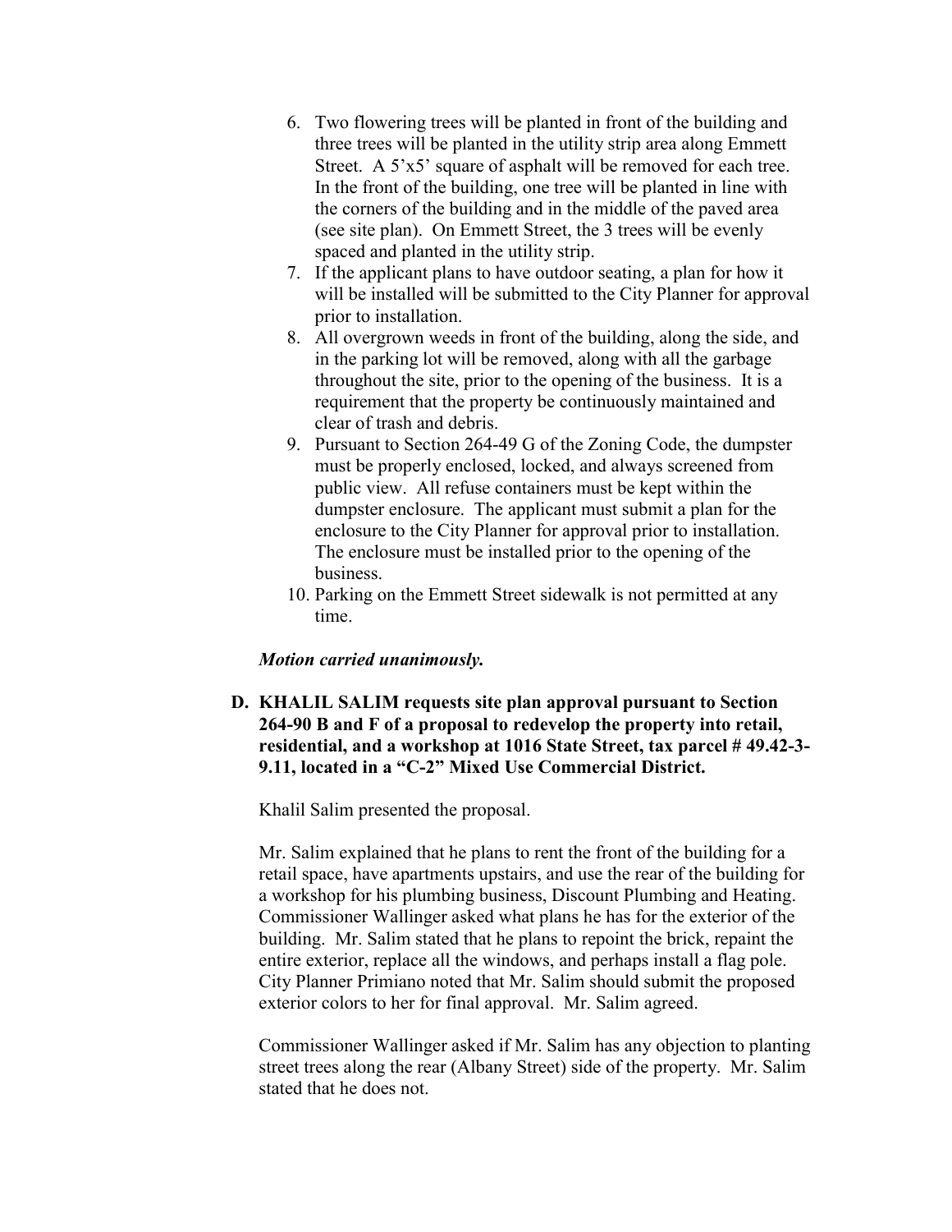6. Two flowering trees will be planted in front of the building and three trees will be planted in the utility strip area along Emmett Street. A 5'x5' square of asphalt will be removed for each tree. In the front of the building, one tree will be planted in line with the corners of the building and in the middle of the paved area (see site plan). On Emmett Street, the 3 trees will be evenly spaced and planted in the utility strip.
7. If the applicant plans to have outdoor seating, a plan for how it will be installed will be submitted to the City Planner for approval prior to installation.
8. All overgrown weeds in front of the building, along the side, and in the parking lot will be removed, along with all the garbage throughout the site, prior to the opening of the business. It is a requirement that the property be continuously maintained and clear of trash and debris.
9. Pursuant to Section 264-49 G of the Zoning Code, the dumpster must be properly enclosed, locked, and always screened from public view. All refuse containers must be kept within the dumpster enclosure. The applicant must submit a plan for the enclosure to the City Planner for approval prior to installation. The enclosure must be installed prior to the opening of the business.
10. Parking on the Emmett Street sidewalk is not permitted at any time.

***Motion carried unanimously.***

**D. KHALIL SALIM requests site plan approval pursuant to Section 264-90 B and F of a proposal to redevelop the property into retail, residential, and a workshop at 1016 State Street, tax parcel # 49.42-3-9.11, located in a "C-2" Mixed Use Commercial District.**

Khalil Salim presented the proposal.

Mr. Salim explained that he plans to rent the front of the building for a retail space, have apartments upstairs, and use the rear of the building for a workshop for his plumbing business, Discount Plumbing and Heating. Commissioner Wallinger asked what plans he has for the exterior of the building. Mr. Salim stated that he plans to repoint the brick, repaint the entire exterior, replace all the windows, and perhaps install a flag pole. City Planner Primiano noted that Mr. Salim should submit the proposed exterior colors to her for final approval. Mr. Salim agreed.

Commissioner Wallinger asked if Mr. Salim has any objection to planting street trees along the rear (Albany Street) side of the property. Mr. Salim stated that he does not.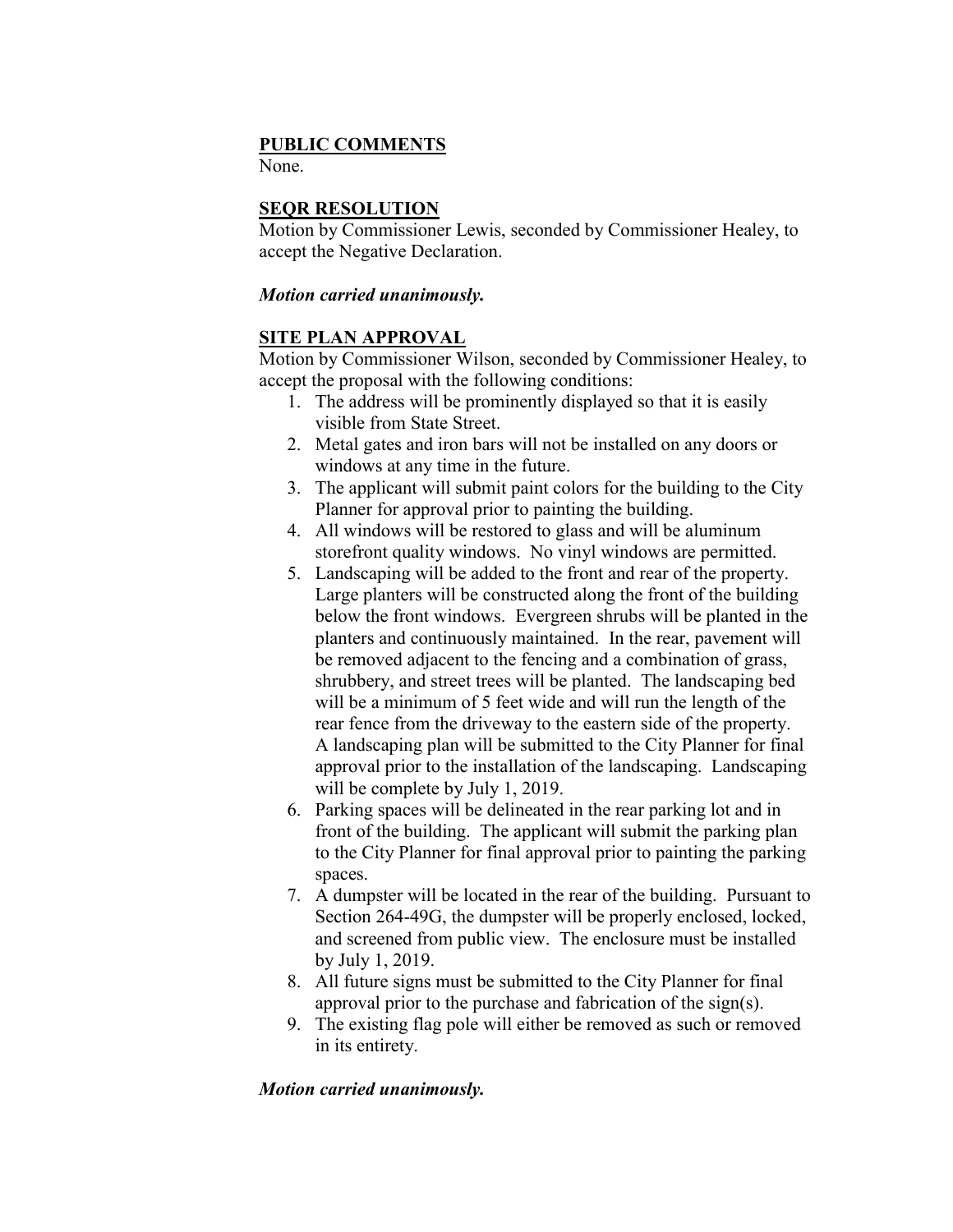**PUBLIC COMMENTS**

None.

**SEQR RESOLUTION**

Motion by Commissioner Lewis, seconded by Commissioner Healey, to accept the Negative Declaration.

***Motion carried unanimously.***

**SITE PLAN APPROVAL**

Motion by Commissioner Wilson, seconded by Commissioner Healey, to accept the proposal with the following conditions:

1. The address will be prominently displayed so that it is easily visible from State Street.
2. Metal gates and iron bars will not be installed on any doors or windows at any time in the future.
3. The applicant will submit paint colors for the building to the City Planner for approval prior to painting the building.
4. All windows will be restored to glass and will be aluminum storefront quality windows. No vinyl windows are permitted.
5. Landscaping will be added to the front and rear of the property. Large planters will be constructed along the front of the building below the front windows. Evergreen shrubs will be planted in the planters and continuously maintained. In the rear, pavement will be removed adjacent to the fencing and a combination of grass, shrubbery, and street trees will be planted. The landscaping bed will be a minimum of 5 feet wide and will run the length of the rear fence from the driveway to the eastern side of the property. A landscaping plan will be submitted to the City Planner for final approval prior to the installation of the landscaping. Landscaping will be complete by July 1, 2019.
6. Parking spaces will be delineated in the rear parking lot and in front of the building. The applicant will submit the parking plan to the City Planner for final approval prior to painting the parking spaces.
7. A dumpster will be located in the rear of the building. Pursuant to Section 264-49G, the dumpster will be properly enclosed, locked, and screened from public view. The enclosure must be installed by July 1, 2019.
8. All future signs must be submitted to the City Planner for final approval prior to the purchase and fabrication of the sign(s).
9. The existing flag pole will either be removed as such or removed in its entirety.

***Motion carried unanimously.***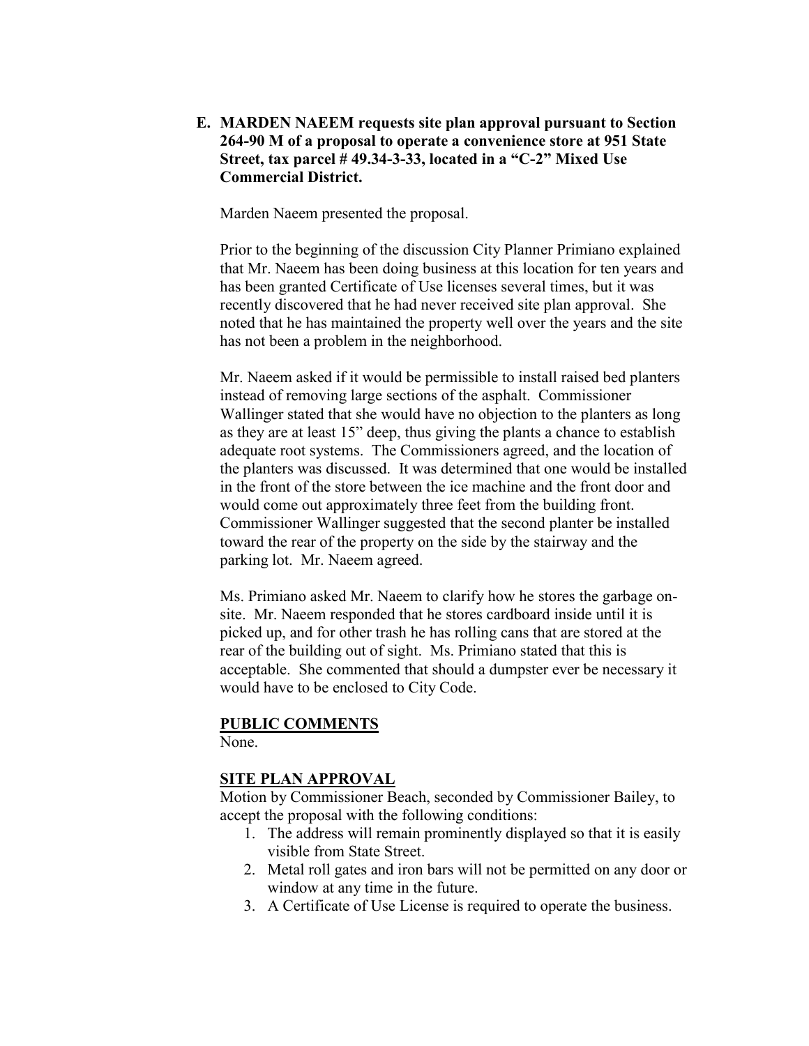**E. MARDEN NAEEM requests site plan approval pursuant to Section 264-90 M of a proposal to operate a convenience store at 951 State Street, tax parcel # 49.34-3-33, located in a "C-2" Mixed Use Commercial District.**

Marden Naeem presented the proposal.

Prior to the beginning of the discussion City Planner Primiano explained that Mr. Naeem has been doing business at this location for ten years and has been granted Certificate of Use licenses several times, but it was recently discovered that he had never received site plan approval. She noted that he has maintained the property well over the years and the site has not been a problem in the neighborhood.

Mr. Naeem asked if it would be permissible to install raised bed planters instead of removing large sections of the asphalt. Commissioner Wallinger stated that she would have no objection to the planters as long as they are at least 15" deep, thus giving the plants a chance to establish adequate root systems. The Commissioners agreed, and the location of the planters was discussed. It was determined that one would be installed in the front of the store between the ice machine and the front door and would come out approximately three feet from the building front. Commissioner Wallinger suggested that the second planter be installed toward the rear of the property on the side by the stairway and the parking lot. Mr. Naeem agreed.

Ms. Primiano asked Mr. Naeem to clarify how he stores the garbage on-site. Mr. Naeem responded that he stores cardboard inside until it is picked up, and for other trash he has rolling cans that are stored at the rear of the building out of sight. Ms. Primiano stated that this is acceptable. She commented that should a dumpster ever be necessary it would have to be enclosed to City Code.

**PUBLIC COMMENTS**

None.

**SITE PLAN APPROVAL**

Motion by Commissioner Beach, seconded by Commissioner Bailey, to accept the proposal with the following conditions:

1. The address will remain prominently displayed so that it is easily visible from State Street.
2. Metal roll gates and iron bars will not be permitted on any door or window at any time in the future.
3. A Certificate of Use License is required to operate the business.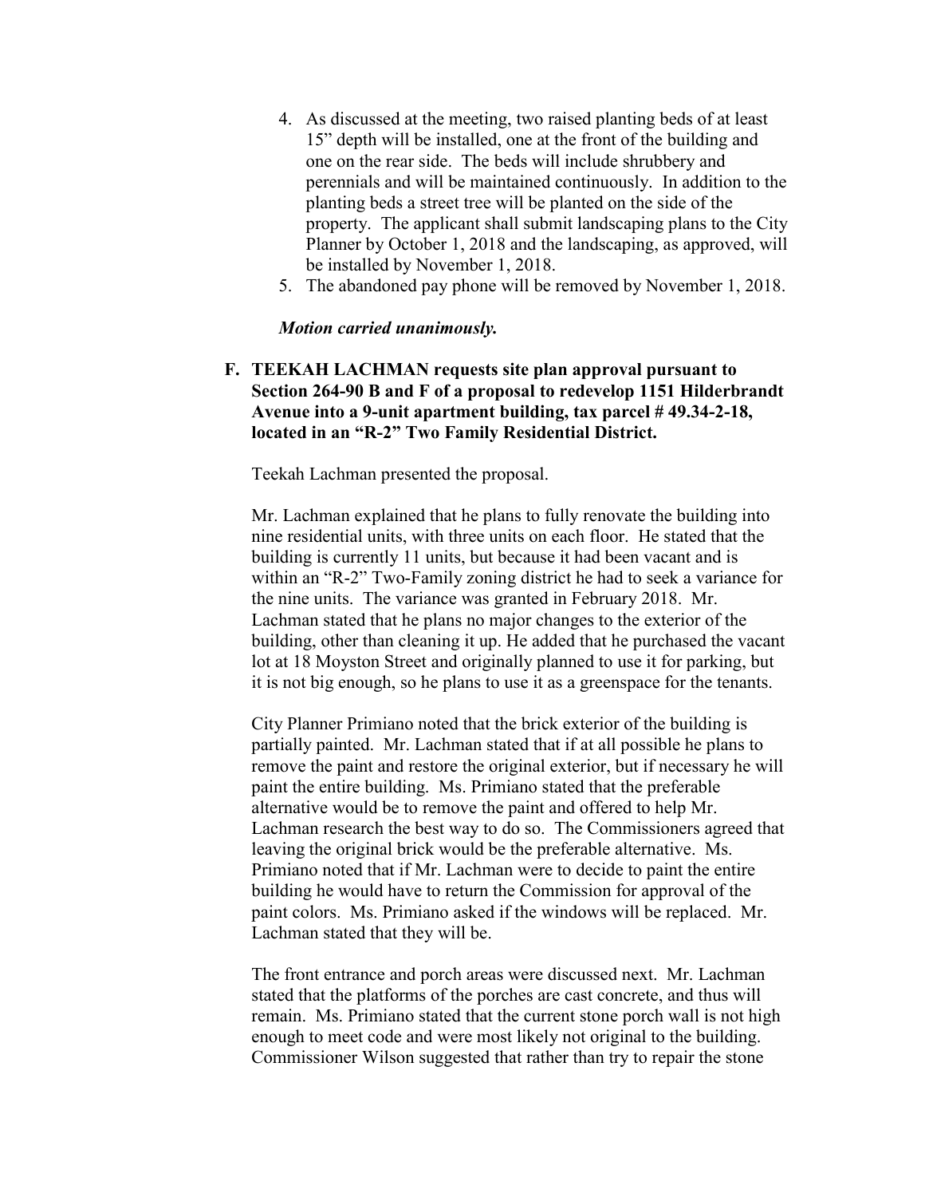4. As discussed at the meeting, two raised planting beds of at least 15" depth will be installed, one at the front of the building and one on the rear side. The beds will include shrubbery and perennials and will be maintained continuously. In addition to the planting beds a street tree will be planted on the side of the property. The applicant shall submit landscaping plans to the City Planner by October 1, 2018 and the landscaping, as approved, will be installed by November 1, 2018.
5. The abandoned pay phone will be removed by November 1, 2018.

***Motion carried unanimously.***

**F. TEEKAH LACHMAN requests site plan approval pursuant to Section 264-90 B and F of a proposal to redevelop 1151 Hilderbrandt Avenue into a 9-unit apartment building, tax parcel # 49.34-2-18, located in an "R-2" Two Family Residential District.**

Teekah Lachman presented the proposal.

Mr. Lachman explained that he plans to fully renovate the building into nine residential units, with three units on each floor. He stated that the building is currently 11 units, but because it had been vacant and is within an "R-2" Two-Family zoning district he had to seek a variance for the nine units. The variance was granted in February 2018. Mr. Lachman stated that he plans no major changes to the exterior of the building, other than cleaning it up. He added that he purchased the vacant lot at 18 Moyston Street and originally planned to use it for parking, but it is not big enough, so he plans to use it as a greenspace for the tenants.

City Planner Primiano noted that the brick exterior of the building is partially painted. Mr. Lachman stated that if at all possible he plans to remove the paint and restore the original exterior, but if necessary he will paint the entire building. Ms. Primiano stated that the preferable alternative would be to remove the paint and offered to help Mr. Lachman research the best way to do so. The Commissioners agreed that leaving the original brick would be the preferable alternative. Ms. Primiano noted that if Mr. Lachman were to decide to paint the entire building he would have to return the Commission for approval of the paint colors. Ms. Primiano asked if the windows will be replaced. Mr. Lachman stated that they will be.

The front entrance and porch areas were discussed next. Mr. Lachman stated that the platforms of the porches are cast concrete, and thus will remain. Ms. Primiano stated that the current stone porch wall is not high enough to meet code and were most likely not original to the building. Commissioner Wilson suggested that rather than try to repair the stone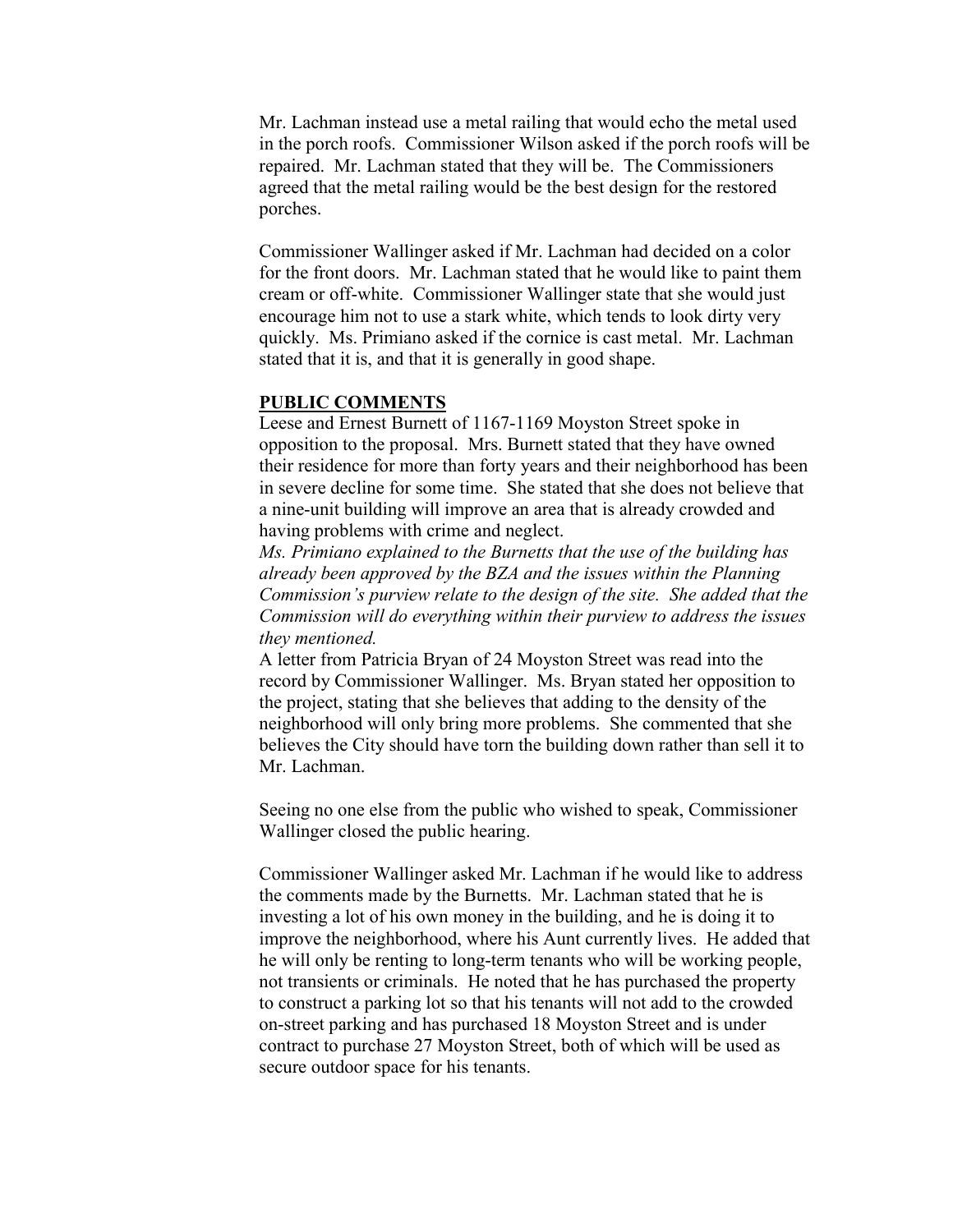Mr. Lachman instead use a metal railing that would echo the metal used in the porch roofs. Commissioner Wilson asked if the porch roofs will be repaired. Mr. Lachman stated that they will be. The Commissioners agreed that the metal railing would be the best design for the restored porches.

Commissioner Wallinger asked if Mr. Lachman had decided on a color for the front doors. Mr. Lachman stated that he would like to paint them cream or off-white. Commissioner Wallinger state that she would just encourage him not to use a stark white, which tends to look dirty very quickly. Ms. Primiano asked if the cornice is cast metal. Mr. Lachman stated that it is, and that it is generally in good shape.

**PUBLIC COMMENTS**

Leese and Ernest Burnett of 1167-1169 Moyston Street spoke in opposition to the proposal. Mrs. Burnett stated that they have owned their residence for more than forty years and their neighborhood has been in severe decline for some time. She stated that she does not believe that a nine-unit building will improve an area that is already crowded and having problems with crime and neglect.

*Ms. Primiano explained to the Burnetts that the use of the building has already been approved by the BZA and the issues within the Planning Commission's purview relate to the design of the site. She added that the Commission will do everything within their purview to address the issues they mentioned.*

A letter from Patricia Bryan of 24 Moyston Street was read into the record by Commissioner Wallinger. Ms. Bryan stated her opposition to the project, stating that she believes that adding to the density of the neighborhood will only bring more problems. She commented that she believes the City should have torn the building down rather than sell it to Mr. Lachman.

Seeing no one else from the public who wished to speak, Commissioner Wallinger closed the public hearing.

Commissioner Wallinger asked Mr. Lachman if he would like to address the comments made by the Burnetts. Mr. Lachman stated that he is investing a lot of his own money in the building, and he is doing it to improve the neighborhood, where his Aunt currently lives. He added that he will only be renting to long-term tenants who will be working people, not transients or criminals. He noted that he has purchased the property to construct a parking lot so that his tenants will not add to the crowded on-street parking and has purchased 18 Moyston Street and is under contract to purchase 27 Moyston Street, both of which will be used as secure outdoor space for his tenants.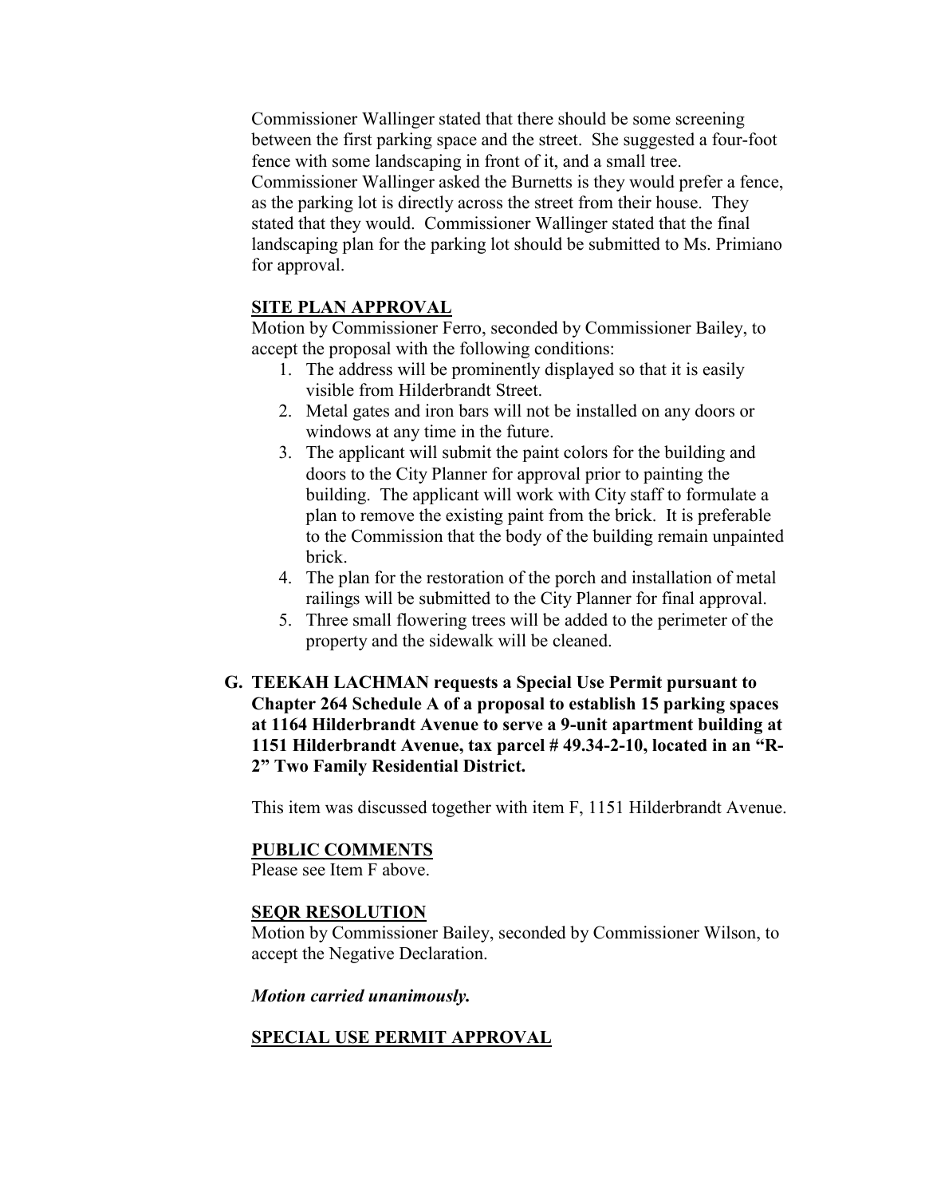Commissioner Wallinger stated that there should be some screening between the first parking space and the street. She suggested a four-foot fence with some landscaping in front of it, and a small tree. Commissioner Wallinger asked the Burnetts is they would prefer a fence, as the parking lot is directly across the street from their house. They stated that they would. Commissioner Wallinger stated that the final landscaping plan for the parking lot should be submitted to Ms. Primiano for approval.

**SITE PLAN APPROVAL**

Motion by Commissioner Ferro, seconded by Commissioner Bailey, to accept the proposal with the following conditions:

1. The address will be prominently displayed so that it is easily visible from Hilderbrandt Street.
2. Metal gates and iron bars will not be installed on any doors or windows at any time in the future.
3. The applicant will submit the paint colors for the building and doors to the City Planner for approval prior to painting the building. The applicant will work with City staff to formulate a plan to remove the existing paint from the brick. It is preferable to the Commission that the body of the building remain unpainted brick.
4. The plan for the restoration of the porch and installation of metal railings will be submitted to the City Planner for final approval.
5. Three small flowering trees will be added to the perimeter of the property and the sidewalk will be cleaned.

**G. TEEKAH LACHMAN requests a Special Use Permit pursuant to Chapter 264 Schedule A of a proposal to establish 15 parking spaces at 1164 Hilderbrandt Avenue to serve a 9-unit apartment building at 1151 Hilderbrandt Avenue, tax parcel # 49.34-2-10, located in an "R-2" Two Family Residential District.**

This item was discussed together with item F, 1151 Hilderbrandt Avenue.

**PUBLIC COMMENTS**

Please see Item F above.

**SEQR RESOLUTION**

Motion by Commissioner Bailey, seconded by Commissioner Wilson, to accept the Negative Declaration.

***Motion carried unanimously.***

**SPECIAL USE PERMIT APPROVAL**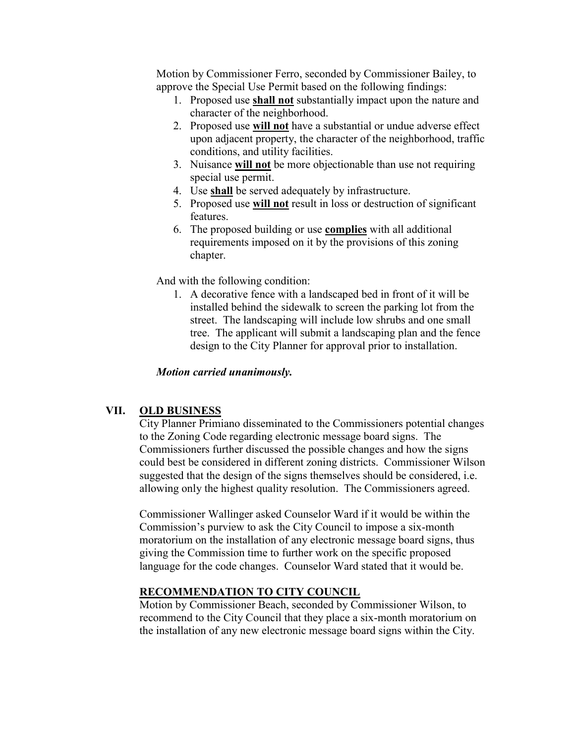Motion by Commissioner Ferro, seconded by Commissioner Bailey, to approve the Special Use Permit based on the following findings:

1. Proposed use **<u>shall not</u>** substantially impact upon the nature and character of the neighborhood.
2. Proposed use **<u>will not</u>** have a substantial or undue adverse effect upon adjacent property, the character of the neighborhood, traffic conditions, and utility facilities.
3. Nuisance **<u>will not</u>** be more objectionable than use not requiring special use permit.
4. Use **<u>shall</u>** be served adequately by infrastructure.
5. Proposed use **<u>will not</u>** result in loss or destruction of significant features.
6. The proposed building or use **<u>complies</u>** with all additional requirements imposed on it by the provisions of this zoning chapter.

And with the following condition:

1. A decorative fence with a landscaped bed in front of it will be installed behind the sidewalk to screen the parking lot from the street. The landscaping will include low shrubs and one small tree. The applicant will submit a landscaping plan and the fence design to the City Planner for approval prior to installation.

***Motion carried unanimously.***

## VII. <u>OLD BUSINESS</u>

City Planner Primiano disseminated to the Commissioners potential changes to the Zoning Code regarding electronic message board signs. The Commissioners further discussed the possible changes and how the signs could best be considered in different zoning districts. Commissioner Wilson suggested that the design of the signs themselves should be considered, i.e. allowing only the highest quality resolution. The Commissioners agreed.

Commissioner Wallinger asked Counselor Ward if it would be within the Commission's purview to ask the City Council to impose a six-month moratorium on the installation of any electronic message board signs, thus giving the Commission time to further work on the specific proposed language for the code changes. Counselor Ward stated that it would be.

### <u>RECOMMENDATION TO CITY COUNCIL</u>

Motion by Commissioner Beach, seconded by Commissioner Wilson, to recommend to the City Council that they place a six-month moratorium on the installation of any new electronic message board signs within the City.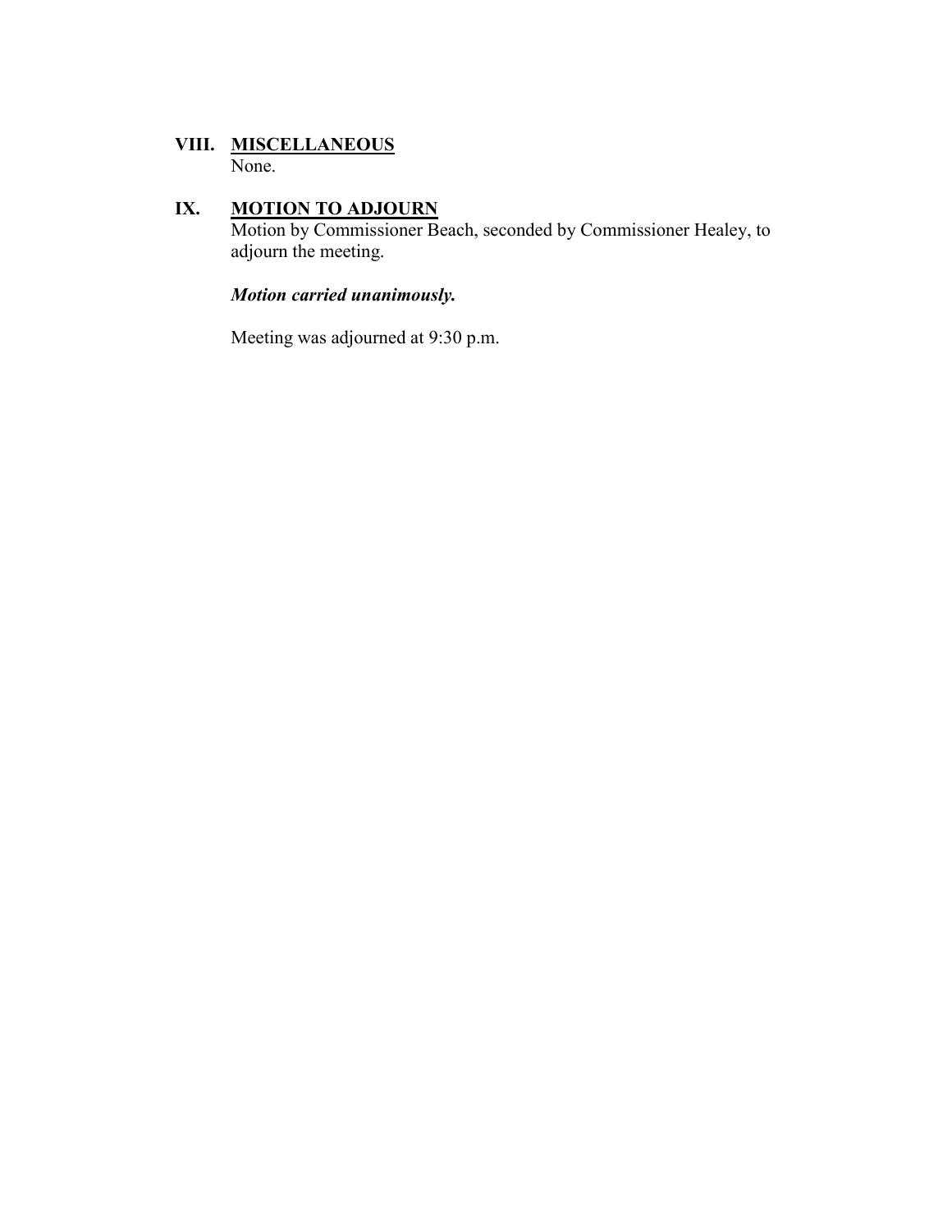## VIII. MISCELLANEOUS

None.

## IX. MOTION TO ADJOURN

Motion by Commissioner Beach, seconded by Commissioner Healey, to adjourn the meeting.

***Motion carried unanimously.***

Meeting was adjourned at 9:30 p.m.